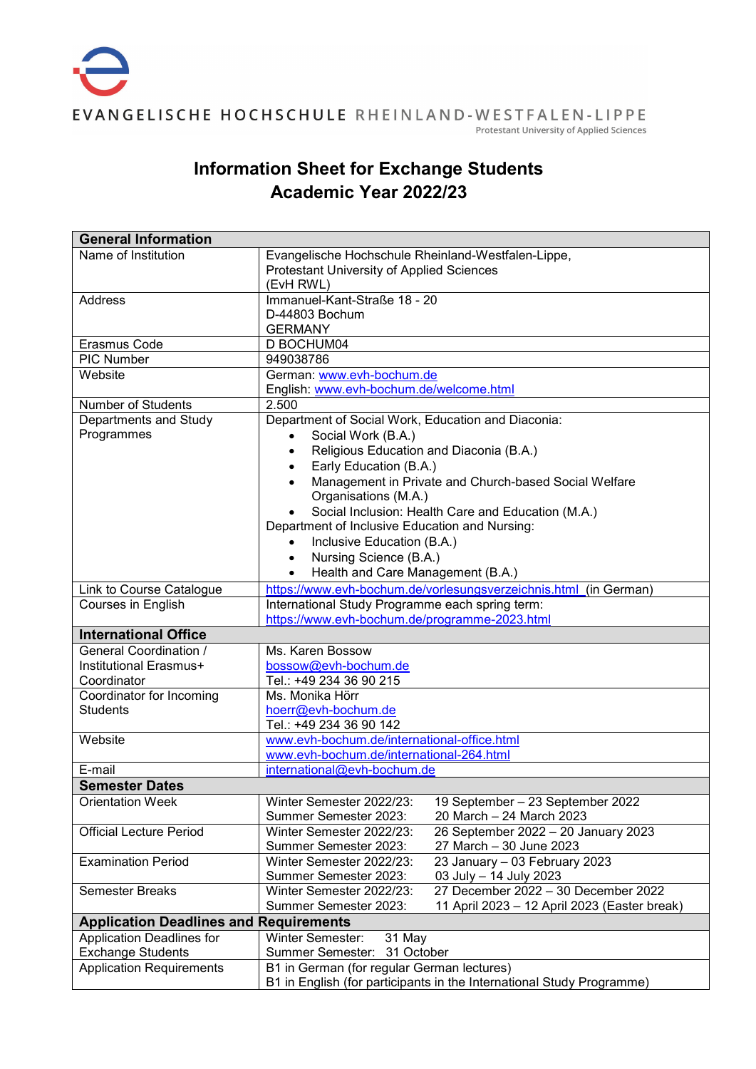EVANGELISCHE HOCHSCHULE RHEINLAND-WESTFALEN-LIPPE
Protestant University of Applied Sciences

# Information Sheet for Exchange Students
## Academic Year 2022/23

| **General Information** | |
|---|---|
| Name of Institution | Evangelische Hochschule Rheinland-Westfalen-Lippe, Protestant University of Applied Sciences (EvH RWL) |
| Address | Immanuel-Kant-Straße 18 - 20<br>D-44803 Bochum<br>GERMANY |
| Erasmus Code | D BOCHUM04 |
| PIC Number | 949038786 |
| Website | German: www.evh-bochum.de<br>English: www.evh-bochum.de/welcome.html |
| Number of Students | 2.500 |
| Departments and Study Programmes | Department of Social Work, Education and Diaconia:<br>• Social Work (B.A.)<br>• Religious Education and Diaconia (B.A.)<br>• Early Education (B.A.)<br>• Management in Private and Church-based Social Welfare Organisations (M.A.)<br>• Social Inclusion: Health Care and Education (M.A.)<br>Department of Inclusive Education and Nursing:<br>• Inclusive Education (B.A.)<br>• Nursing Science (B.A.)<br>• Health and Care Management (B.A.) |
| Link to Course Catalogue | https://www.evh-bochum.de/vorlesungsverzeichnis.html (in German) |
| Courses in English | International Study Programme each spring term:<br>https://www.evh-bochum.de/programme-2023.html |
| **International Office** | |
| General Coordination / Institutional Erasmus+ Coordinator | Ms. Karen Bossow<br>bossow@evh-bochum.de<br>Tel.: +49 234 36 90 215 |
| Coordinator for Incoming Students | Ms. Monika Hörr<br>hoerr@evh-bochum.de<br>Tel.: +49 234 36 90 142 |
| Website | www.evh-bochum.de/international-office.html<br>www.evh-bochum.de/international-264.html |
| E-mail | international@evh-bochum.de |
| **Semester Dates** | |
| Orientation Week | Winter Semester 2022/23: 19 September – 23 September 2022<br>Summer Semester 2023: 20 March – 24 March 2023 |
| Official Lecture Period | Winter Semester 2022/23: 26 September 2022 – 20 January 2023<br>Summer Semester 2023: 27 March – 30 June 2023 |
| Examination Period | Winter Semester 2022/23: 23 January – 03 February 2023<br>Summer Semester 2023: 03 July – 14 July 2023 |
| Semester Breaks | Winter Semester 2022/23: 27 December 2022 – 30 December 2022<br>Summer Semester 2023: 11 April 2023 – 12 April 2023 (Easter break) |
| **Application Deadlines and Requirements** | |
| Application Deadlines for Exchange Students | Winter Semester: 31 May<br>Summer Semester: 31 October |
| Application Requirements | B1 in German (for regular German lectures)<br>B1 in English (for participants in the International Study Programme) |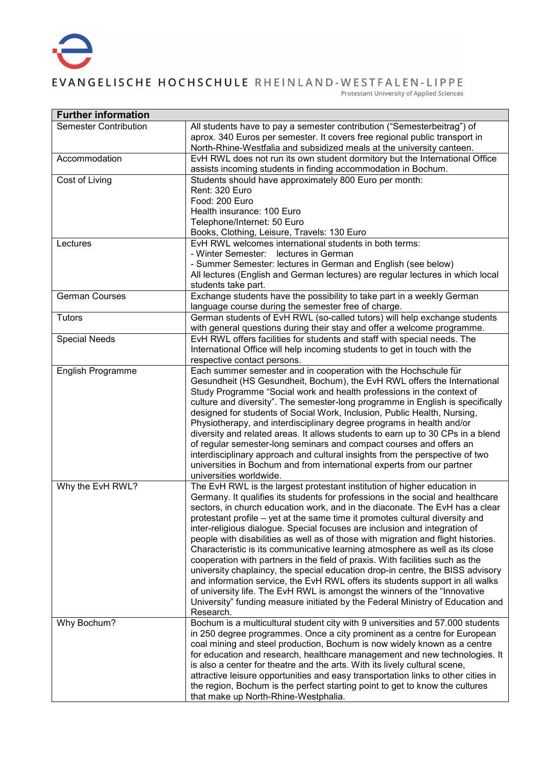EVANGELISCHE HOCHSCHULE RHEINLAND-WESTFALEN-LIPPE
Protestant University of Applied Sciences

| Further information | |
|---|---|
| Semester Contribution | All students have to pay a semester contribution ("Semesterbeitrag") of aprox. 340 Euros per semester. It covers free regional public transport in North-Rhine-Westfalia and subsidized meals at the university canteen. |
| Accommodation | EvH RWL does not run its own student dormitory but the International Office assists incoming students in finding accommodation in Bochum. |
| Cost of Living | Students should have approximately 800 Euro per month:<br>Rent: 320 Euro<br>Food: 200 Euro<br>Health insurance: 100 Euro<br>Telephone/Internet: 50 Euro<br>Books, Clothing, Leisure, Travels: 130 Euro |
| Lectures | EvH RWL welcomes international students in both terms:<br>- Winter Semester: lectures in German<br>- Summer Semester: lectures in German and English (see below)<br>All lectures (English and German lectures) are regular lectures in which local students take part. |
| German Courses | Exchange students have the possibility to take part in a weekly German language course during the semester free of charge. |
| Tutors | German students of EvH RWL (so-called tutors) will help exchange students with general questions during their stay and offer a welcome programme. |
| Special Needs | EvH RWL offers facilities for students and staff with special needs. The International Office will help incoming students to get in touch with the respective contact persons. |
| English Programme | Each summer semester and in cooperation with the Hochschule für Gesundheit (HS Gesundheit, Bochum), the EvH RWL offers the International Study Programme "Social work and health professions in the context of culture and diversity". The semester-long programme in English is specifically designed for students of Social Work, Inclusion, Public Health, Nursing, Physiotherapy, and interdisciplinary degree programs in health and/or diversity and related areas. It allows students to earn up to 30 CPs in a blend of regular semester-long seminars and compact courses and offers an interdisciplinary approach and cultural insights from the perspective of two universities in Bochum and from international experts from our partner universities worldwide. |
| Why the EvH RWL? | The EvH RWL is the largest protestant institution of higher education in Germany. It qualifies its students for professions in the social and healthcare sectors, in church education work, and in the diaconate. The EvH has a clear protestant profile – yet at the same time it promotes cultural diversity and inter-religious dialogue. Special focuses are inclusion and integration of people with disabilities as well as of those with migration and flight histories. Characteristic is its communicative learning atmosphere as well as its close cooperation with partners in the field of praxis. With facilities such as the university chaplaincy, the special education drop-in centre, the BISS advisory and information service, the EvH RWL offers its students support in all walks of university life. The EvH RWL is amongst the winners of the "Innovative University" funding measure initiated by the Federal Ministry of Education and Research. |
| Why Bochum? | Bochum is a multicultural student city with 9 universities and 57.000 students in 250 degree programmes. Once a city prominent as a centre for European coal mining and steel production, Bochum is now widely known as a centre for education and research, healthcare management and new technologies. It is also a center for theatre and the arts. With its lively cultural scene, attractive leisure opportunities and easy transportation links to other cities in the region, Bochum is the perfect starting point to get to know the cultures that make up North-Rhine-Westphalia. |